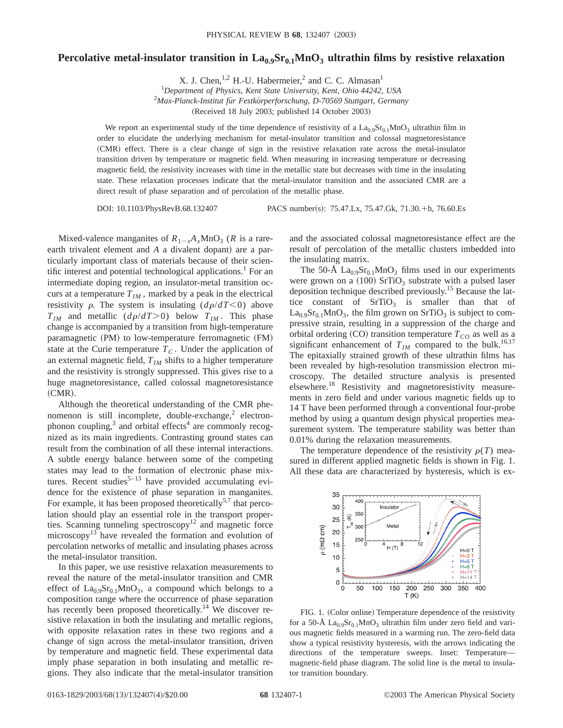# Percolative metal-insulator transition in $La_{0.9}Sr_{0.1}MnO_3$ ultrathin films by resistive relaxation

X. J. Chen,[1,2] H.-U. Habermeier,[2] and C. C. Almasan[1]

[1]*Department of Physics, Kent State University, Kent, Ohio 44242, USA*

[2]*Max-Planck-Institut für Festkörperforschung, D-70569 Stuttgart, Germany*

(Received 18 July 2003; published 14 October 2003)

We report an experimental study of the time dependence of resistivity of a $La_{0.9}Sr_{0.1}MnO_3$ ultrathin film in order to elucidate the underlying mechanism for metal-insulator transition and colossal magnetoresistance (CMR) effect. There is a clear change of sign in the resistive relaxation rate across the metal-insulator transition driven by temperature or magnetic field. When measuring in increasing temperature or decreasing magnetic field, the resistivity increases with time in the metallic state but decreases with time in the insulating state. These relaxation processes indicate that the metal-insulator transition and the associated CMR are a direct result of phase separation and of percolation of the metallic phase.

DOI: 10.1103/PhysRevB.68.132407 PACS number(s): 75.47.Lx, 75.47.Gk, 71.30.+h, 76.60.Es

Mixed-valence manganites of $R_{1-x}A_x$MnO$_3$ ($R$ is a rare-earth trivalent element and $A$ a divalent dopant) are a particularly important class of materials because of their scientific interest and potential technological applications.[1] For an intermediate doping region, an insulator-metal transition occurs at a temperature $T_{IM}$, marked by a peak in the electrical resistivity $\rho$. The system is insulating ($d\rho/dT<0$) above $T_{IM}$ and metallic ($d\rho/dT>0$) below $T_{IM}$. This phase change is accompanied by a transition from high-temperature paramagnetic (PM) to low-temperature ferromagnetic (FM) state at the Curie temperature $T_C$. Under the application of an external magnetic field, $T_{IM}$ shifts to a higher temperature and the resistivity is strongly suppressed. This gives rise to a huge magnetoresistance, called colossal magnetoresistance (CMR).

Although the theoretical understanding of the CMR phenomenon is still incomplete, double-exchange,[2] electron-phonon coupling,[3] and orbital effects[4] are commonly recognized as its main ingredients. Contrasting ground states can result from the combination of all these internal interactions. A subtle energy balance between some of the competing states may lead to the formation of electronic phase mixtures. Recent studies[5–13] have provided accumulating evidence for the existence of phase separation in manganites. For example, it has been proposed theoretically[5,7] that percolation should play an essential role in the transport properties. Scanning tunneling spectroscopy[12] and magnetic force microscopy[13] have revealed the formation and evolution of percolation networks of metallic and insulating phases across the metal-insulator transition.

In this paper, we use resistive relaxation measurements to reveal the nature of the metal-insulator transition and CMR effect of $La_{0.9}Sr_{0.1}MnO_3$, a compound which belongs to a composition range where the occurrence of phase separation has recently been proposed theoretically.[14] We discover resistive relaxation in both the insulating and metallic regions, with opposite relaxation rates in these two regions and a change of sign across the metal-insulator transition, driven by temperature and magnetic field. These experimental data imply phase separation in both insulating and metallic regions. They also indicate that the metal-insulator transition and the associated colossal magnetoresistance effect are the result of percolation of the metallic clusters imbedded into the insulating matrix.

The 50-Å $La_{0.9}Sr_{0.1}MnO_3$ films used in our experiments were grown on a (100) $SrTiO_3$ substrate with a pulsed laser deposition technique described previously.[15] Because the lattice constant of $SrTiO_3$ is smaller than that of $La_{0.9}Sr_{0.1}MnO_3$, the film grown on $SrTiO_3$ is subject to compressive strain, resulting in a suppression of the charge and orbital ordering (CO) transition temperature $T_{CO}$ as well as a significant enhancement of $T_{IM}$ compared to the bulk.[16,17] The epitaxially strained growth of these ultrathin films has been revealed by high-resolution transmission electron microscopy. The detailed structure analysis is presented elsewhere.[18] Resistivity and magnetoresistivity measurements in zero field and under various magnetic fields up to 14 T have been performed through a conventional four-probe method by using a quantum design physical properties measurement system. The temperature stability was better than 0.01% during the relaxation measurements.

The temperature dependence of the resistivity $\rho(T)$ measured in different applied magnetic fields is shown in Fig. 1. All these data are characterized by hysteresis, which is ex-

FIG. 1. (Color online) Temperature dependence of the resistivity for a 50-Å $La_{0.9}Sr_{0.1}MnO_3$ ultrathin film under zero field and various magnetic fields measured in a warming run. The zero-field data show a typical resistivity hysteresis, with the arrows indicating the directions of the temperature sweeps. Inset: Temperature—magnetic-field phase diagram. The solid line is the metal to insulator transition boundary.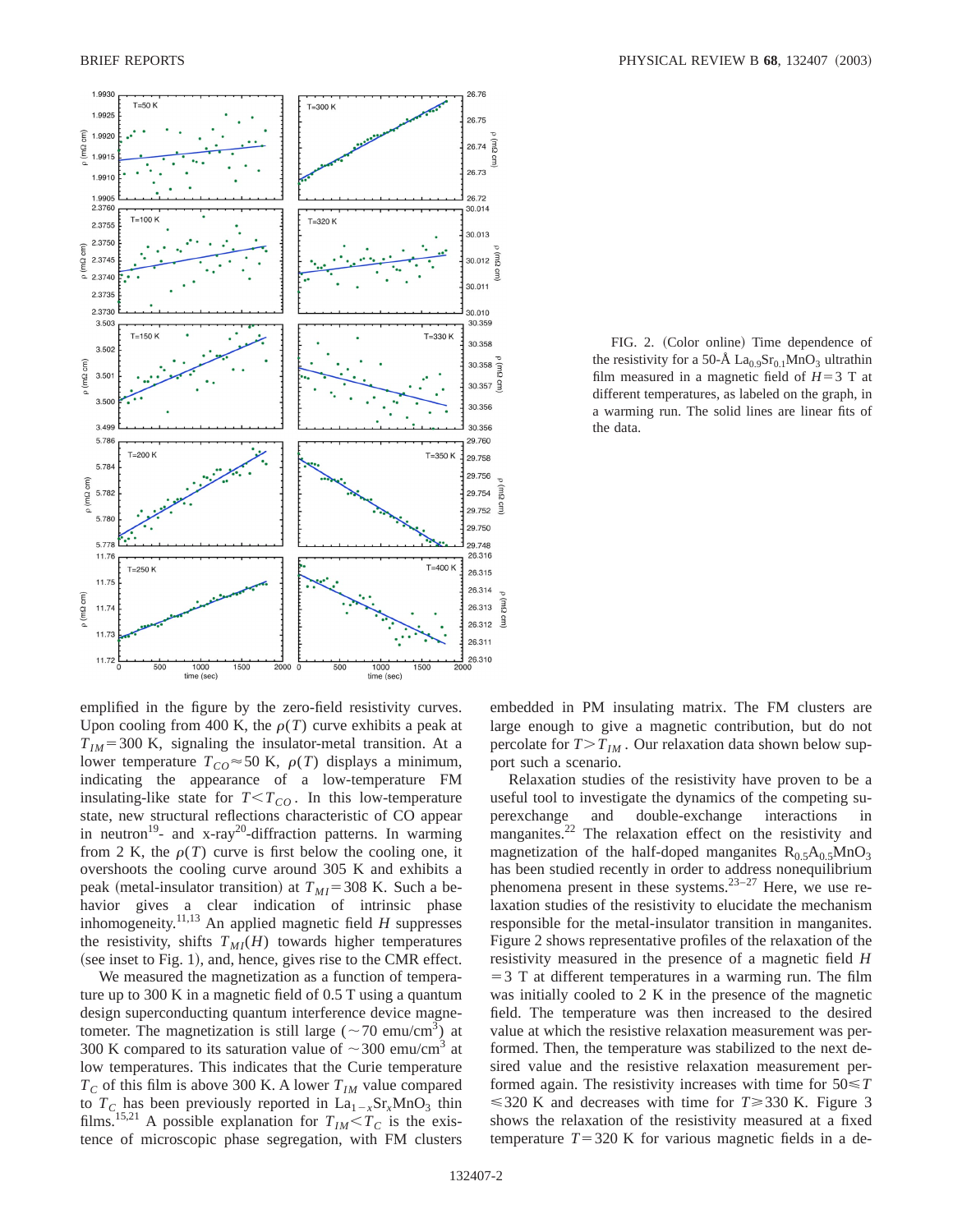FIG. 2. (Color online) Time dependence of the resistivity for a 50-Å $La_{0.9}Sr_{0.1}MnO_3$ ultrathin film measured in a magnetic field of $H=3$ T at different temperatures, as labeled on the graph, in a warming run. The solid lines are linear fits of the data.

emplified in the figure by the zero-field resistivity curves. Upon cooling from 400 K, the $\rho(T)$ curve exhibits a peak at $T_{IM}=300$ K, signaling the insulator-metal transition. At a lower temperature $T_{CO}\approx 50$ K, $\rho(T)$ displays a minimum, indicating the appearance of a low-temperature FM insulating-like state for $T<T_{CO}$. In this low-temperature state, new structural reflections characteristic of CO appear in neutron[19]- and x-ray[20]-diffraction patterns. In warming from 2 K, the $\rho(T)$ curve is first below the cooling one, it overshoots the cooling curve around 305 K and exhibits a peak (metal-insulator transition) at $T_{MI}=308$ K. Such a behavior gives a clear indication of intrinsic phase inhomogeneity.[11,13] An applied magnetic field $H$ suppresses the resistivity, shifts $T_{MI}(H)$ towards higher temperatures (see inset to Fig. 1), and, hence, gives rise to the CMR effect.

We measured the magnetization as a function of temperature up to 300 K in a magnetic field of 0.5 T using a quantum design superconducting quantum interference device magnetometer. The magnetization is still large ($\sim 70$ emu/cm$^3$) at 300 K compared to its saturation value of $\sim 300$ emu/cm$^3$ at low temperatures. This indicates that the Curie temperature $T_C$ of this film is above 300 K. A lower $T_{IM}$ value compared to $T_C$ has been previously reported in $La_{1-x}Sr_xMnO_3$ thin films.[15,21] A possible explanation for $T_{IM}<T_C$ is the existence of microscopic phase segregation, with FM clusters embedded in PM insulating matrix. The FM clusters are large enough to give a magnetic contribution, but do not percolate for $T>T_{IM}$. Our relaxation data shown below support such a scenario.

Relaxation studies of the resistivity have proven to be a useful tool to investigate the dynamics of the competing superexchange and double-exchange interactions in manganites.[22] The relaxation effect on the resistivity and magnetization of the half-doped manganites $R_{0.5}A_{0.5}MnO_3$ has been studied recently in order to address nonequilibrium phenomena present in these systems.[23–27] Here, we use relaxation studies of the resistivity to elucidate the mechanism responsible for the metal-insulator transition in manganites. Figure 2 shows representative profiles of the relaxation of the resistivity measured in the presence of a magnetic field $H=3$ T at different temperatures in a warming run. The film was initially cooled to 2 K in the presence of the magnetic field. The temperature was then increased to the desired value at which the resistive relaxation measurement was performed. Then, the temperature was stabilized to the next desired value and the resistive relaxation measurement performed again. The resistivity increases with time for $50\leqslant T\leqslant 320$ K and decreases with time for $T\geqslant 330$ K. Figure 3 shows the relaxation of the resistivity measured at a fixed temperature $T=320$ K for various magnetic fields in a de-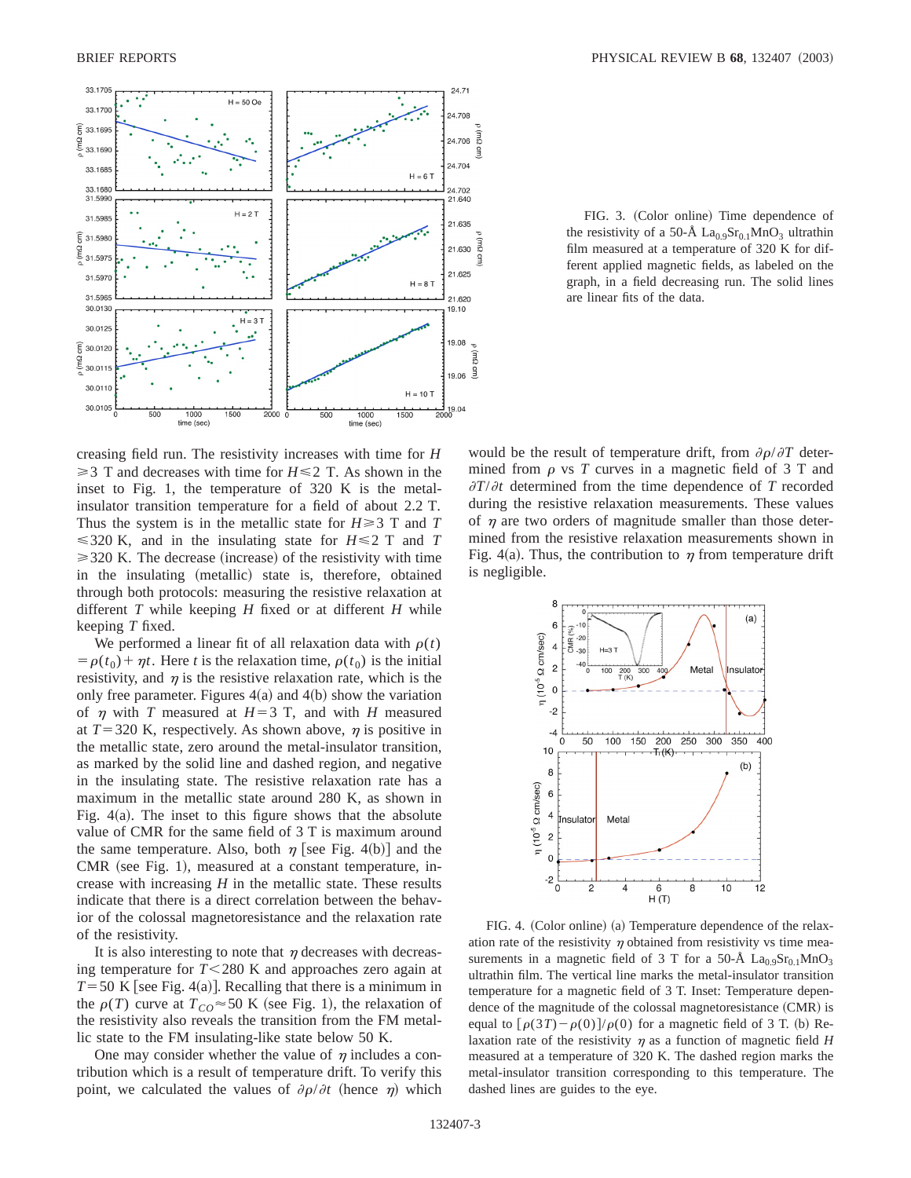FIG. 3. (Color online) Time dependence of the resistivity of a 50-Å $La_{0.9}Sr_{0.1}MnO_3$ ultrathin film measured at a temperature of 320 K for different applied magnetic fields, as labeled on the graph, in a field decreasing run. The solid lines are linear fits of the data.

creasing field run. The resistivity increases with time for $H \geqslant 3$ T and decreases with time for $H \leqslant 2$ T. As shown in the inset to Fig. 1, the temperature of 320 K is the metal-insulator transition temperature for a field of about 2.2 T. Thus the system is in the metallic state for $H \geqslant 3$ T and $T \leqslant 320$ K, and in the insulating state for $H \leqslant 2$ T and $T \geqslant 320$ K. The decrease (increase) of the resistivity with time in the insulating (metallic) state is, therefore, obtained through both protocols: measuring the resistive relaxation at different $T$ while keeping $H$ fixed or at different $H$ while keeping $T$ fixed.

We performed a linear fit of all relaxation data with $\rho(t) = \rho(t_0) + \eta t$. Here $t$ is the relaxation time, $\rho(t_0)$ is the initial resistivity, and $\eta$ is the resistive relaxation rate, which is the only free parameter. Figures 4(a) and 4(b) show the variation of $\eta$ with $T$ measured at $H=3$ T, and with $H$ measured at $T=320$ K, respectively. As shown above, $\eta$ is positive in the metallic state, zero around the metal-insulator transition, as marked by the solid line and dashed region, and negative in the insulating state. The resistive relaxation rate has a maximum in the metallic state around 280 K, as shown in Fig. 4(a). The inset to this figure shows that the absolute value of CMR for the same field of 3 T is maximum around the same temperature. Also, both $\eta$ [see Fig. 4(b)] and the CMR (see Fig. 1), measured at a constant temperature, increase with increasing $H$ in the metallic state. These results indicate that there is a direct correlation between the behavior of the colossal magnetoresistance and the relaxation rate of the resistivity.

It is also interesting to note that $\eta$ decreases with decreasing temperature for $T<280$ K and approaches zero again at $T=50$ K [see Fig. 4(a)]. Recalling that there is a minimum in the $\rho(T)$ curve at $T_{CO} \approx 50$ K (see Fig. 1), the relaxation of the resistivity also reveals the transition from the FM metallic state to the FM insulating-like state below 50 K.

One may consider whether the value of $\eta$ includes a contribution which is a result of temperature drift. To verify this point, we calculated the values of $\partial\rho/\partial t$ (hence $\eta$) which would be the result of temperature drift, from $\partial\rho/\partial T$ determined from $\rho$ vs $T$ curves in a magnetic field of 3 T and $\partial T/\partial t$ determined from the time dependence of $T$ recorded during the resistive relaxation measurements. These values of $\eta$ are two orders of magnitude smaller than those determined from the resistive relaxation measurements shown in Fig. 4(a). Thus, the contribution to $\eta$ from temperature drift is negligible.

FIG. 4. (Color online) (a) Temperature dependence of the relaxation rate of the resistivity $\eta$ obtained from resistivity vs time measurements in a magnetic field of 3 T for a 50-Å $La_{0.9}Sr_{0.1}MnO_3$ ultrathin film. The vertical line marks the metal-insulator transition temperature for a magnetic field of 3 T. Inset: Temperature dependence of the magnitude of the colossal magnetoresistance (CMR) is equal to $[\rho(3T) - \rho(0)]/\rho(0)$ for a magnetic field of 3 T. (b) Relaxation rate of the resistivity $\eta$ as a function of magnetic field $H$ measured at a temperature of 320 K. The dashed region marks the metal-insulator transition corresponding to this temperature. The dashed lines are guides to the eye.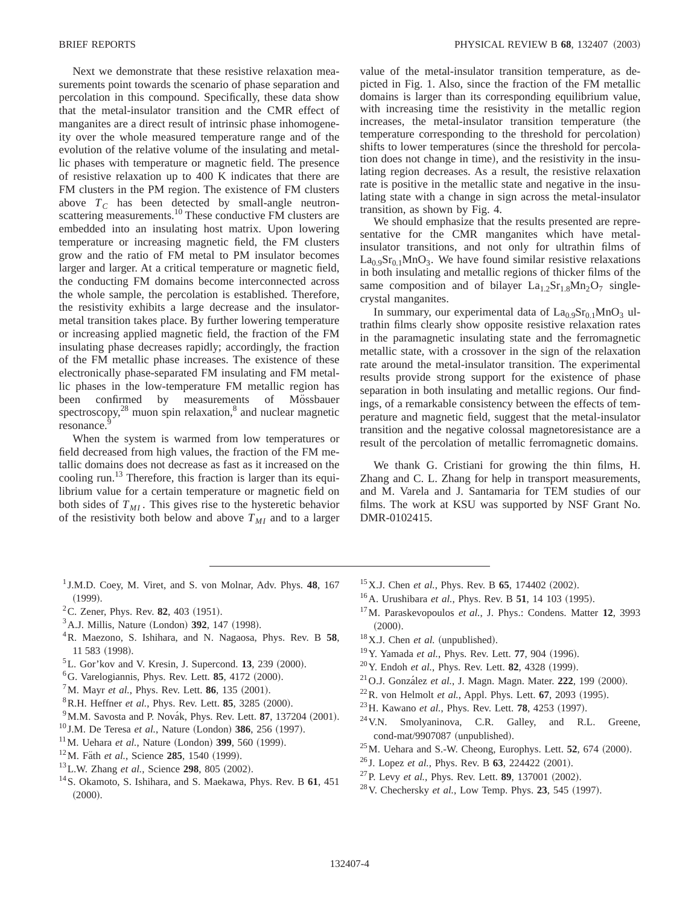Next we demonstrate that these resistive relaxation measurements point towards the scenario of phase separation and percolation in this compound. Specifically, these data show that the metal-insulator transition and the CMR effect of manganites are a direct result of intrinsic phase inhomogeneity over the whole measured temperature range and of the evolution of the relative volume of the insulating and metallic phases with temperature or magnetic field. The presence of resistive relaxation up to 400 K indicates that there are FM clusters in the PM region. The existence of FM clusters above $T_C$ has been detected by small-angle neutron-scattering measurements.[10] These conductive FM clusters are embedded into an insulating host matrix. Upon lowering temperature or increasing magnetic field, the FM clusters grow and the ratio of FM metal to PM insulator becomes larger and larger. At a critical temperature or magnetic field, the conducting FM domains become interconnected across the whole sample, the percolation is established. Therefore, the resistivity exhibits a large decrease and the insulator-metal transition takes place. By further lowering temperature or increasing applied magnetic field, the fraction of the FM insulating phase decreases rapidly; accordingly, the fraction of the FM metallic phase increases. The existence of these electronically phase-separated FM insulating and FM metallic phases in the low-temperature FM metallic region has been confirmed by measurements of Mössbauer spectroscopy,[28] muon spin relaxation,[8] and nuclear magnetic resonance.[9]

When the system is warmed from low temperatures or field decreased from high values, the fraction of the FM metallic domains does not decrease as fast as it increased on the cooling run.[13] Therefore, this fraction is larger than its equilibrium value for a certain temperature or magnetic field on both sides of $T_{MI}$. This gives rise to the hysteretic behavior of the resistivity both below and above $T_{MI}$ and to a larger value of the metal-insulator transition temperature, as depicted in Fig. 1. Also, since the fraction of the FM metallic domains is larger than its corresponding equilibrium value, with increasing time the resistivity in the metallic region increases, the metal-insulator transition temperature (the temperature corresponding to the threshold for percolation) shifts to lower temperatures (since the threshold for percolation does not change in time), and the resistivity in the insulating region decreases. As a result, the resistive relaxation rate is positive in the metallic state and negative in the insulating state with a change in sign across the metal-insulator transition, as shown by Fig. 4.

We should emphasize that the results presented are representative for the CMR manganites which have metal-insulator transitions, and not only for ultrathin films of $La_{0.9}Sr_{0.1}MnO_3$. We have found similar resistive relaxations in both insulating and metallic regions of thicker films of the same composition and of bilayer $La_{1.2}Sr_{1.8}Mn_2O_7$ single-crystal manganites.

In summary, our experimental data of $La_{0.9}Sr_{0.1}MnO_3$ ultrathin films clearly show opposite resistive relaxation rates in the paramagnetic insulating state and the ferromagnetic metallic state, with a crossover in the sign of the relaxation rate around the metal-insulator transition. The experimental results provide strong support for the existence of phase separation in both insulating and metallic regions. Our findings, of a remarkable consistency between the effects of temperature and magnetic field, suggest that the metal-insulator transition and the negative colossal magnetoresistance are a result of the percolation of metallic ferromagnetic domains.

We thank G. Cristiani for growing the thin films, H. Zhang and C. L. Zhang for help in transport measurements, and M. Varela and J. Santamaria for TEM studies of our films. The work at KSU was supported by NSF Grant No. DMR-0102415.

---

[1] J.M.D. Coey, M. Viret, and S. von Molnar, Adv. Phys. **48**, 167 (1999).

[2] C. Zener, Phys. Rev. **82**, 403 (1951).

[3] A.J. Millis, Nature (London) **392**, 147 (1998).

[4] R. Maezono, S. Ishihara, and N. Nagaosa, Phys. Rev. B **58**, 11 583 (1998).

[5] L. Gor'kov and V. Kresin, J. Supercond. **13**, 239 (2000).

[6] G. Varelogiannis, Phys. Rev. Lett. **85**, 4172 (2000).

[7] M. Mayr *et al.*, Phys. Rev. Lett. **86**, 135 (2001).

[8] R.H. Heffner *et al.*, Phys. Rev. Lett. **85**, 3285 (2000).

[9] M.M. Savosta and P. Novák, Phys. Rev. Lett. **87**, 137204 (2001).

[10] J.M. De Teresa *et al.*, Nature (London) **386**, 256 (1997).

[11] M. Uehara *et al.*, Nature (London) **399**, 560 (1999).

[12] M. Fäth *et al.*, Science **285**, 1540 (1999).

[13] L.W. Zhang *et al.*, Science **298**, 805 (2002).

[14] S. Okamoto, S. Ishihara, and S. Maekawa, Phys. Rev. B **61**, 451 (2000).

[15] X.J. Chen *et al.*, Phys. Rev. B **65**, 174402 (2002).

[16] A. Urushibara *et al.*, Phys. Rev. B **51**, 14 103 (1995).

[17] M. Paraskevopoulos *et al.*, J. Phys.: Condens. Matter **12**, 3993 (2000).

[18] X.J. Chen *et al.* (unpublished).

[19] Y. Yamada *et al.*, Phys. Rev. Lett. **77**, 904 (1996).

[20] Y. Endoh *et al.*, Phys. Rev. Lett. **82**, 4328 (1999).

[21] O.J. González *et al.*, J. Magn. Magn. Mater. **222**, 199 (2000).

[22] R. von Helmolt *et al.*, Appl. Phys. Lett. **67**, 2093 (1995).

[23] H. Kawano *et al.*, Phys. Rev. Lett. **78**, 4253 (1997).

[24] V.N. Smolyaninova, C.R. Galley, and R.L. Greene, cond-mat/9907087 (unpublished).

[25] M. Uehara and S.-W. Cheong, Europhys. Lett. **52**, 674 (2000).

[26] J. Lopez *et al.*, Phys. Rev. B **63**, 224422 (2001).

[27] P. Levy *et al.*, Phys. Rev. Lett. **89**, 137001 (2002).

[28] V. Chechersky *et al.*, Low Temp. Phys. **23**, 545 (1997).